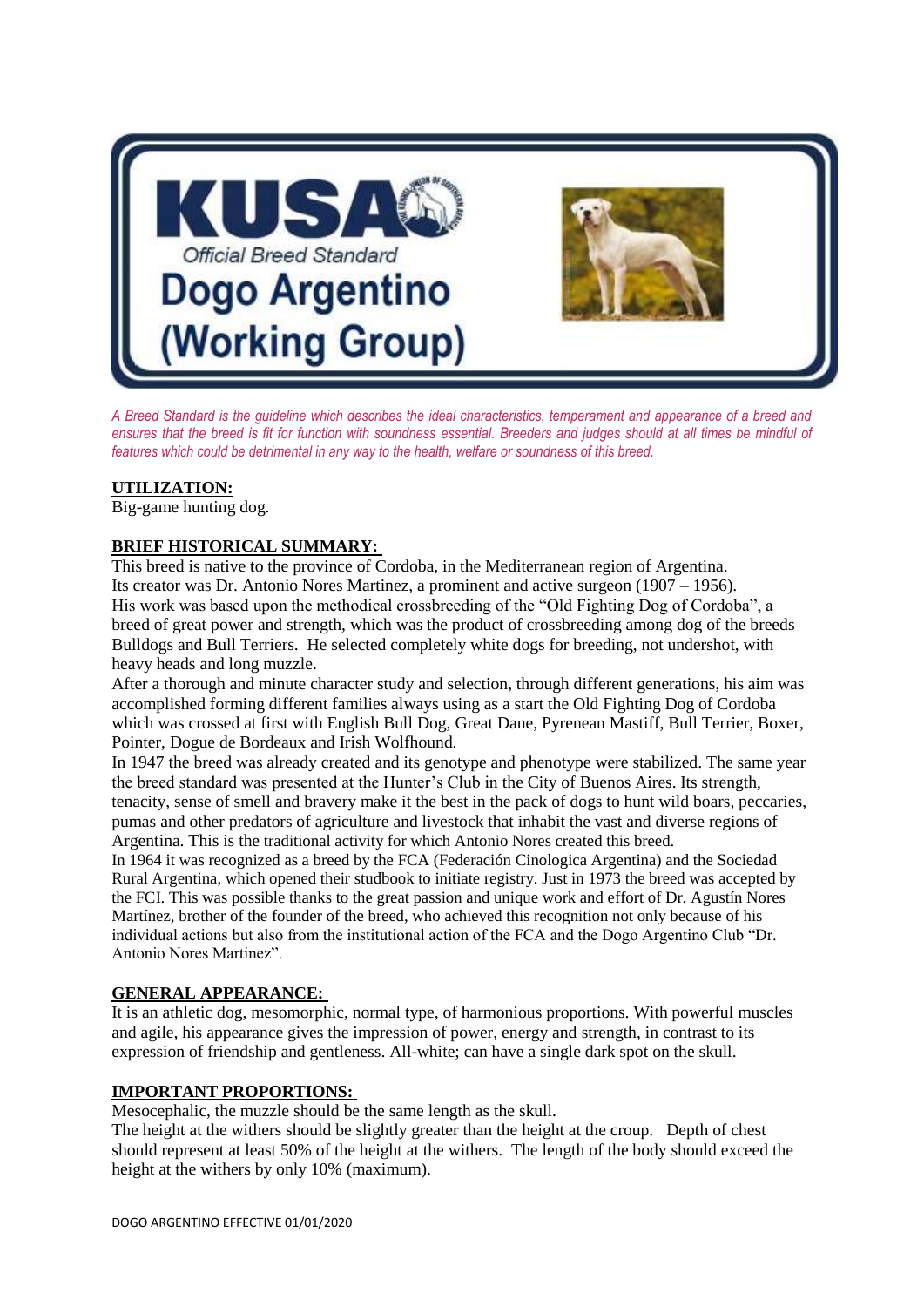# KUSA

Official Breed Standard

# Dogo Argentino (Working Group)

*A Breed Standard is the guideline which describes the ideal characteristics, temperament and appearance of a breed and ensures that the breed is fit for function with soundness essential. Breeders and judges should at all times be mindful of features which could be detrimental in any way to the health, welfare or soundness of this breed.*

## UTILIZATION:

Big-game hunting dog.

## BRIEF HISTORICAL SUMMARY:

This breed is native to the province of Cordoba, in the Mediterranean region of Argentina.
Its creator was Dr. Antonio Nores Martinez, a prominent and active surgeon (1907 – 1956).
His work was based upon the methodical crossbreeding of the "Old Fighting Dog of Cordoba", a breed of great power and strength, which was the product of crossbreeding among dog of the breeds Bulldogs and Bull Terriers. He selected completely white dogs for breeding, not undershot, with heavy heads and long muzzle.
After a thorough and minute character study and selection, through different generations, his aim was accomplished forming different families always using as a start the Old Fighting Dog of Cordoba which was crossed at first with English Bull Dog, Great Dane, Pyrenean Mastiff, Bull Terrier, Boxer, Pointer, Dogue de Bordeaux and Irish Wolfhound.
In 1947 the breed was already created and its genotype and phenotype were stabilized. The same year the breed standard was presented at the Hunter's Club in the City of Buenos Aires. Its strength, tenacity, sense of smell and bravery make it the best in the pack of dogs to hunt wild boars, peccaries, pumas and other predators of agriculture and livestock that inhabit the vast and diverse regions of Argentina. This is the traditional activity for which Antonio Nores created this breed.
In 1964 it was recognized as a breed by the FCA (Federación Cinologica Argentina) and the Sociedad Rural Argentina, which opened their studbook to initiate registry. Just in 1973 the breed was accepted by the FCI. This was possible thanks to the great passion and unique work and effort of Dr. Agustín Nores Martínez, brother of the founder of the breed, who achieved this recognition not only because of his individual actions but also from the institutional action of the FCA and the Dogo Argentino Club "Dr. Antonio Nores Martinez".

## GENERAL APPEARANCE:

It is an athletic dog, mesomorphic, normal type, of harmonious proportions. With powerful muscles and agile, his appearance gives the impression of power, energy and strength, in contrast to its expression of friendship and gentleness. All-white; can have a single dark spot on the skull.

## IMPORTANT PROPORTIONS:

Mesocephalic, the muzzle should be the same length as the skull.
The height at the withers should be slightly greater than the height at the croup. Depth of chest should represent at least 50% of the height at the withers. The length of the body should exceed the height at the withers by only 10% (maximum).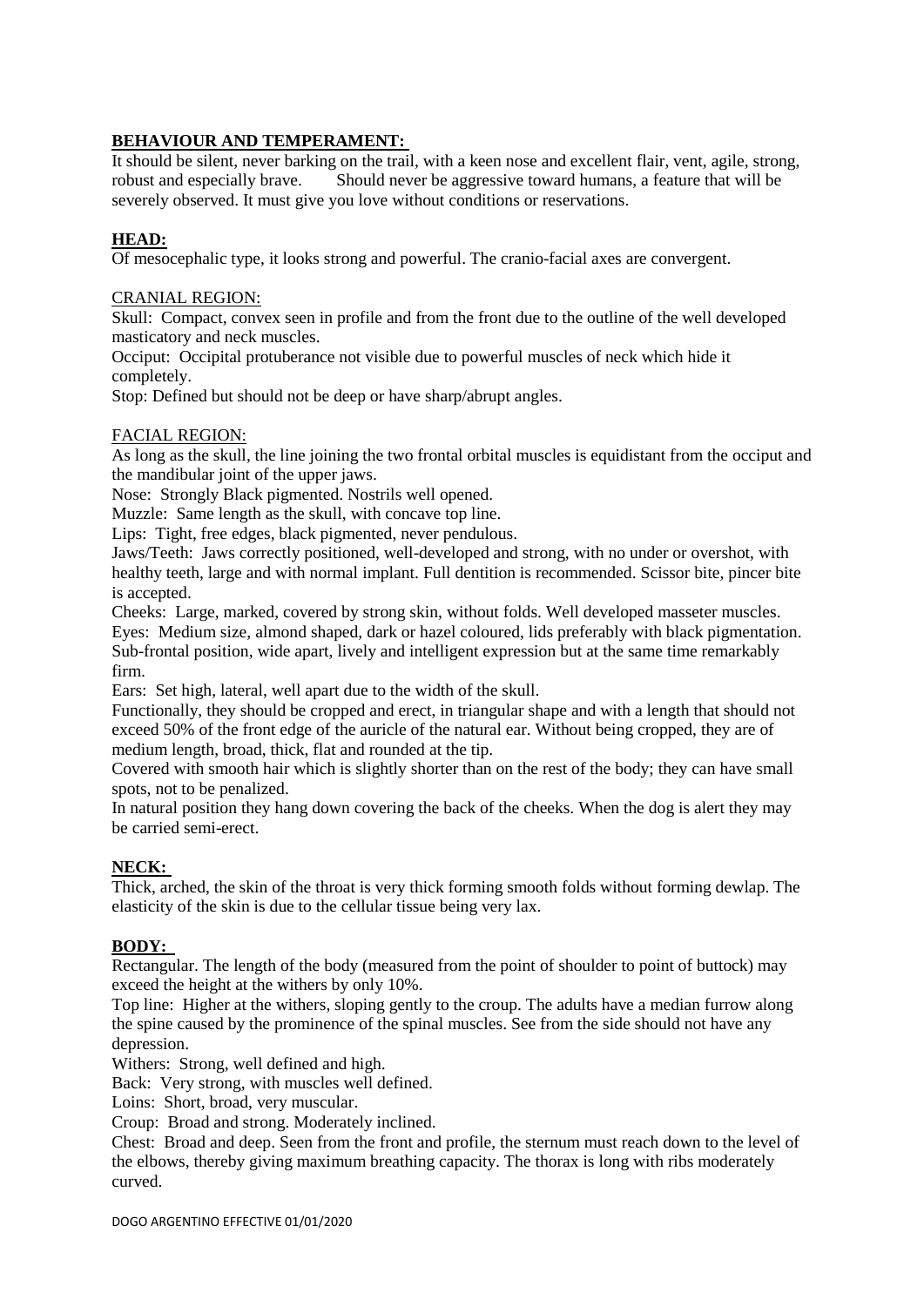## BEHAVIOUR AND TEMPERAMENT:

It should be silent, never barking on the trail, with a keen nose and excellent flair, vent, agile, strong, robust and especially brave. Should never be aggressive toward humans, a feature that will be severely observed. It must give you love without conditions or reservations.

## HEAD:

Of mesocephalic type, it looks strong and powerful. The cranio-facial axes are convergent.

### CRANIAL REGION:

Skull: Compact, convex seen in profile and from the front due to the outline of the well developed masticatory and neck muscles.

Occiput: Occipital protuberance not visible due to powerful muscles of neck which hide it completely.

Stop: Defined but should not be deep or have sharp/abrupt angles.

### FACIAL REGION:

As long as the skull, the line joining the two frontal orbital muscles is equidistant from the occiput and the mandibular joint of the upper jaws.

Nose: Strongly Black pigmented. Nostrils well opened.

Muzzle: Same length as the skull, with concave top line.

Lips: Tight, free edges, black pigmented, never pendulous.

Jaws/Teeth: Jaws correctly positioned, well-developed and strong, with no under or overshot, with healthy teeth, large and with normal implant. Full dentition is recommended. Scissor bite, pincer bite is accepted.

Cheeks: Large, marked, covered by strong skin, without folds. Well developed masseter muscles.

Eyes: Medium size, almond shaped, dark or hazel coloured, lids preferably with black pigmentation. Sub-frontal position, wide apart, lively and intelligent expression but at the same time remarkably firm.

Ears: Set high, lateral, well apart due to the width of the skull.

Functionally, they should be cropped and erect, in triangular shape and with a length that should not exceed 50% of the front edge of the auricle of the natural ear. Without being cropped, they are of medium length, broad, thick, flat and rounded at the tip.

Covered with smooth hair which is slightly shorter than on the rest of the body; they can have small spots, not to be penalized.

In natural position they hang down covering the back of the cheeks. When the dog is alert they may be carried semi-erect.

## NECK:

Thick, arched, the skin of the throat is very thick forming smooth folds without forming dewlap. The elasticity of the skin is due to the cellular tissue being very lax.

## BODY:

Rectangular. The length of the body (measured from the point of shoulder to point of buttock) may exceed the height at the withers by only 10%.

Top line: Higher at the withers, sloping gently to the croup. The adults have a median furrow along the spine caused by the prominence of the spinal muscles. See from the side should not have any depression.

Withers: Strong, well defined and high.

Back: Very strong, with muscles well defined.

Loins: Short, broad, very muscular.

Croup: Broad and strong. Moderately inclined.

Chest: Broad and deep. Seen from the front and profile, the sternum must reach down to the level of the elbows, thereby giving maximum breathing capacity. The thorax is long with ribs moderately curved.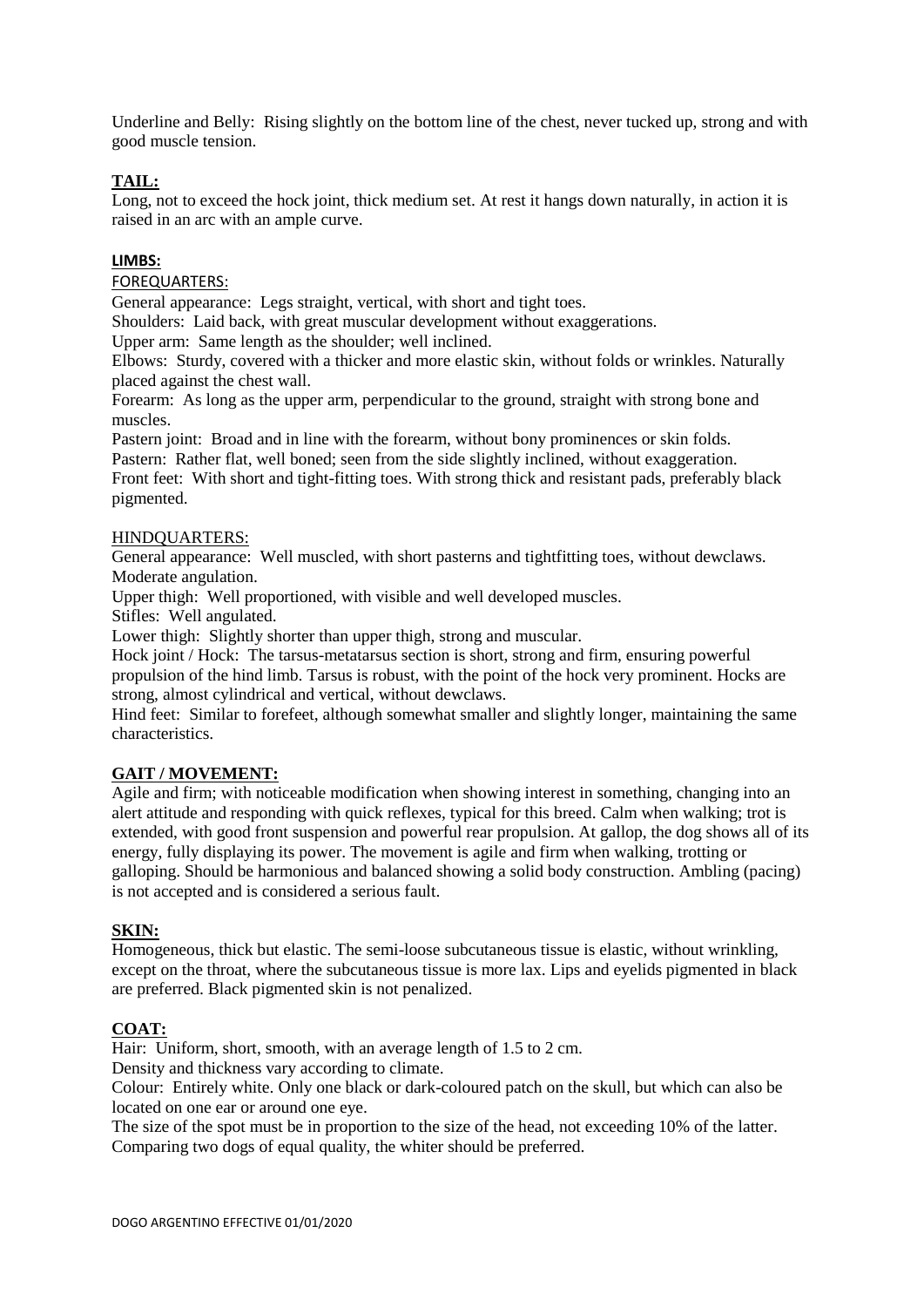Underline and Belly: Rising slightly on the bottom line of the chest, never tucked up, strong and with good muscle tension.

## TAIL:

Long, not to exceed the hock joint, thick medium set. At rest it hangs down naturally, in action it is raised in an arc with an ample curve.

## LIMBS:

### FOREQUARTERS:

General appearance: Legs straight, vertical, with short and tight toes.

Shoulders: Laid back, with great muscular development without exaggerations.

Upper arm: Same length as the shoulder; well inclined.

Elbows: Sturdy, covered with a thicker and more elastic skin, without folds or wrinkles. Naturally placed against the chest wall.

Forearm: As long as the upper arm, perpendicular to the ground, straight with strong bone and muscles.

Pastern joint: Broad and in line with the forearm, without bony prominences or skin folds.

Pastern: Rather flat, well boned; seen from the side slightly inclined, without exaggeration.

Front feet: With short and tight-fitting toes. With strong thick and resistant pads, preferably black pigmented.

### HINDQUARTERS:

General appearance: Well muscled, with short pasterns and tightfitting toes, without dewclaws. Moderate angulation.

Upper thigh: Well proportioned, with visible and well developed muscles.

Stifles: Well angulated.

Lower thigh: Slightly shorter than upper thigh, strong and muscular.

Hock joint / Hock: The tarsus-metatarsus section is short, strong and firm, ensuring powerful propulsion of the hind limb. Tarsus is robust, with the point of the hock very prominent. Hocks are strong, almost cylindrical and vertical, without dewclaws.

Hind feet: Similar to forefeet, although somewhat smaller and slightly longer, maintaining the same characteristics.

## GAIT / MOVEMENT:

Agile and firm; with noticeable modification when showing interest in something, changing into an alert attitude and responding with quick reflexes, typical for this breed. Calm when walking; trot is extended, with good front suspension and powerful rear propulsion. At gallop, the dog shows all of its energy, fully displaying its power. The movement is agile and firm when walking, trotting or galloping. Should be harmonious and balanced showing a solid body construction. Ambling (pacing) is not accepted and is considered a serious fault.

## SKIN:

Homogeneous, thick but elastic. The semi-loose subcutaneous tissue is elastic, without wrinkling, except on the throat, where the subcutaneous tissue is more lax. Lips and eyelids pigmented in black are preferred. Black pigmented skin is not penalized.

## COAT:

Hair: Uniform, short, smooth, with an average length of 1.5 to 2 cm.

Density and thickness vary according to climate.

Colour: Entirely white. Only one black or dark-coloured patch on the skull, but which can also be located on one ear or around one eye.

The size of the spot must be in proportion to the size of the head, not exceeding 10% of the latter. Comparing two dogs of equal quality, the whiter should be preferred.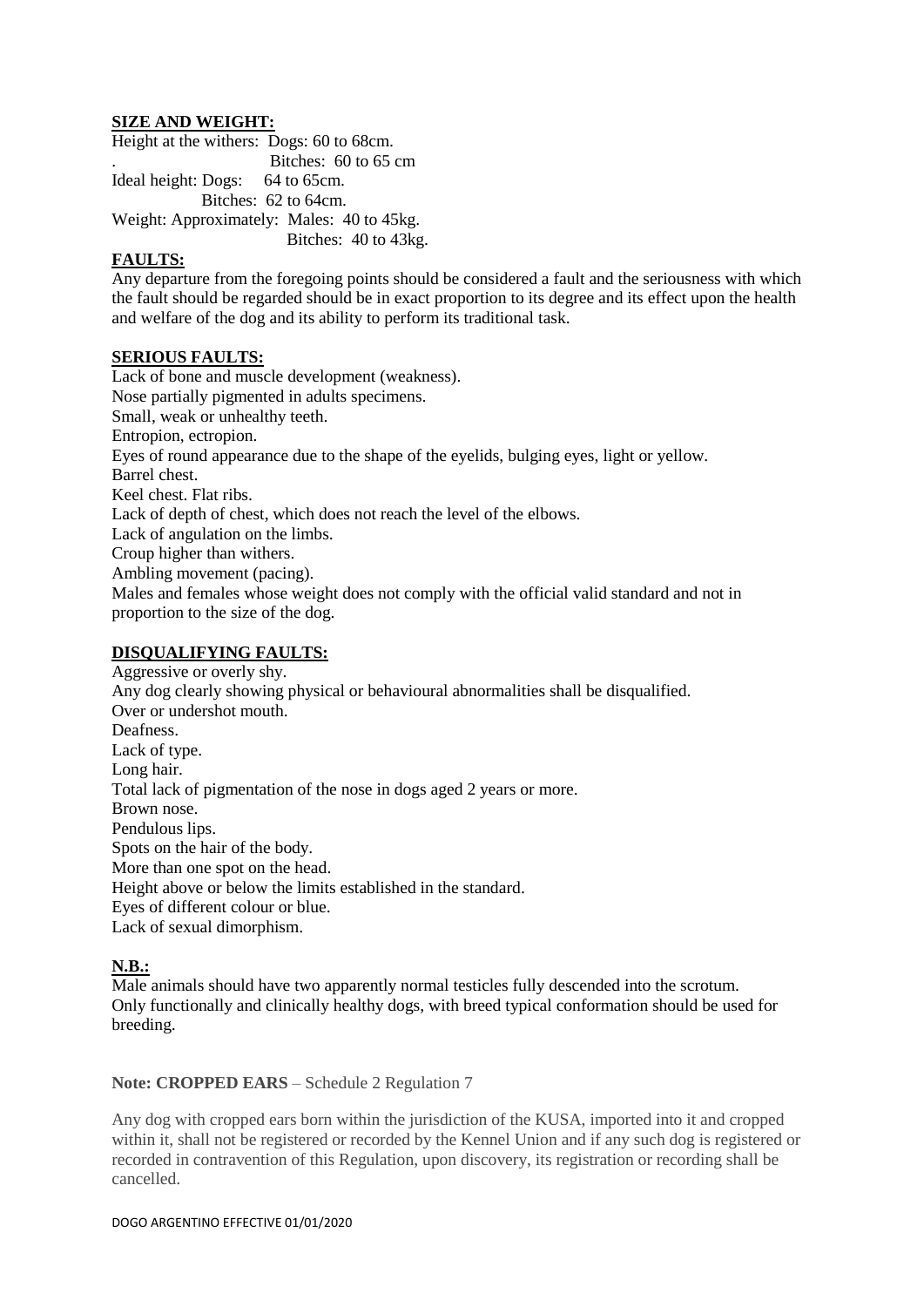**SIZE AND WEIGHT:**

Height at the withers: Dogs: 60 to 68cm.
Bitches: 60 to 65 cm
Ideal height: Dogs: 64 to 65cm.
Bitches: 62 to 64cm.
Weight: Approximately: Males: 40 to 45kg.
Bitches: 40 to 43kg.

**FAULTS:**

Any departure from the foregoing points should be considered a fault and the seriousness with which the fault should be regarded should be in exact proportion to its degree and its effect upon the health and welfare of the dog and its ability to perform its traditional task.

**SERIOUS FAULTS:**

Lack of bone and muscle development (weakness).
Nose partially pigmented in adults specimens.
Small, weak or unhealthy teeth.
Entropion, ectropion.
Eyes of round appearance due to the shape of the eyelids, bulging eyes, light or yellow.
Barrel chest.
Keel chest. Flat ribs.
Lack of depth of chest, which does not reach the level of the elbows.
Lack of angulation on the limbs.
Croup higher than withers.
Ambling movement (pacing).
Males and females whose weight does not comply with the official valid standard and not in proportion to the size of the dog.

**DISQUALIFYING FAULTS:**

Aggressive or overly shy.
Any dog clearly showing physical or behavioural abnormalities shall be disqualified.
Over or undershot mouth.
Deafness.
Lack of type.
Long hair.
Total lack of pigmentation of the nose in dogs aged 2 years or more.
Brown nose.
Pendulous lips.
Spots on the hair of the body.
More than one spot on the head.
Height above or below the limits established in the standard.
Eyes of different colour or blue.
Lack of sexual dimorphism.

**N.B.:**

Male animals should have two apparently normal testicles fully descended into the scrotum.
Only functionally and clinically healthy dogs, with breed typical conformation should be used for breeding.

**Note: CROPPED EARS** – Schedule 2 Regulation 7

Any dog with cropped ears born within the jurisdiction of the KUSA, imported into it and cropped within it, shall not be registered or recorded by the Kennel Union and if any such dog is registered or recorded in contravention of this Regulation, upon discovery, its registration or recording shall be cancelled.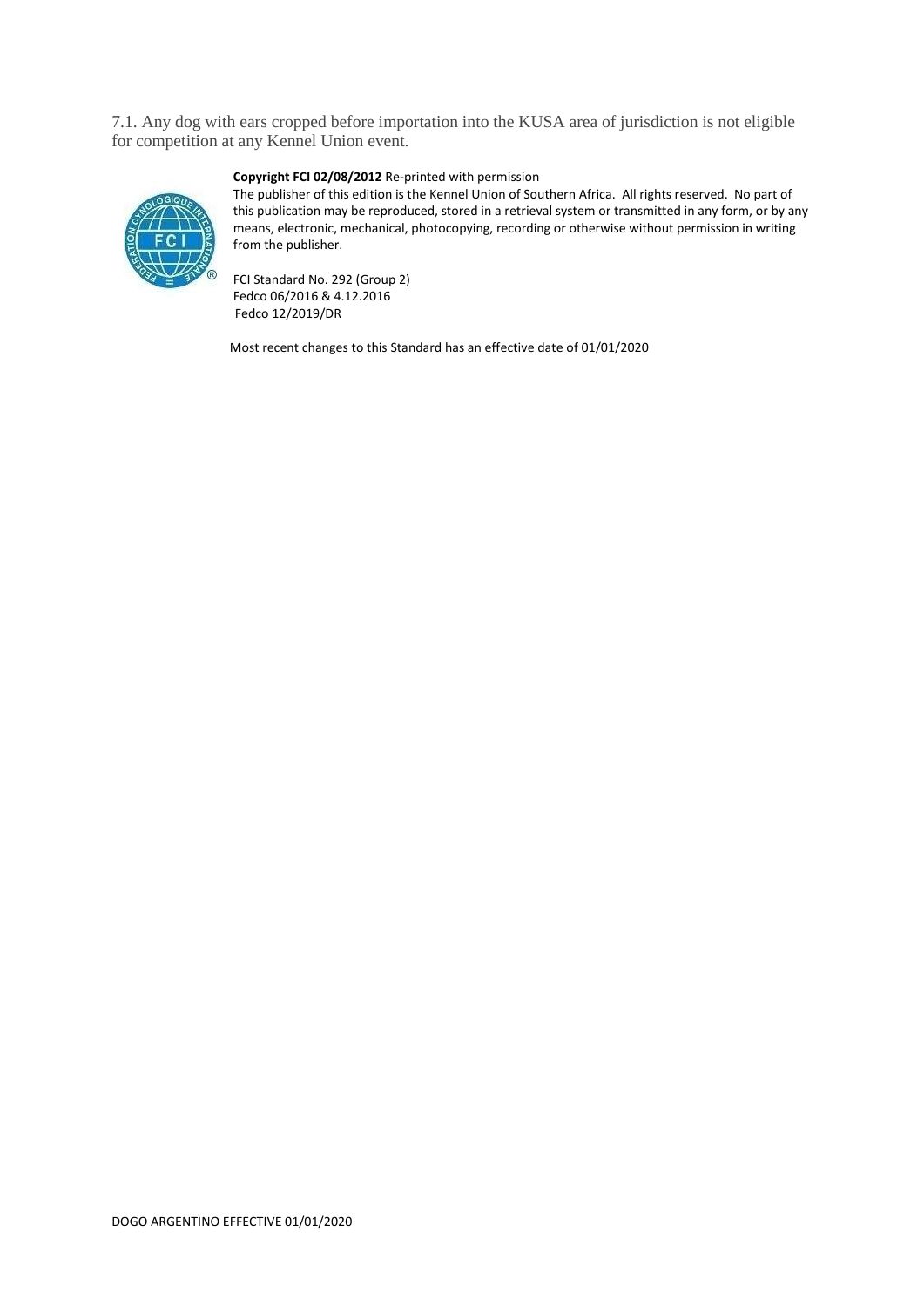7.1. Any dog with ears cropped before importation into the KUSA area of jurisdiction is not eligible for competition at any Kennel Union event.

**Copyright FCI 02/08/2012** Re-printed with permission

The publisher of this edition is the Kennel Union of Southern Africa. All rights reserved. No part of this publication may be reproduced, stored in a retrieval system or transmitted in any form, or by any means, electronic, mechanical, photocopying, recording or otherwise without permission in writing from the publisher.

FCI Standard No. 292 (Group 2)
Fedco 06/2016 & 4.12.2016
Fedco 12/2019/DR

Most recent changes to this Standard has an effective date of 01/01/2020